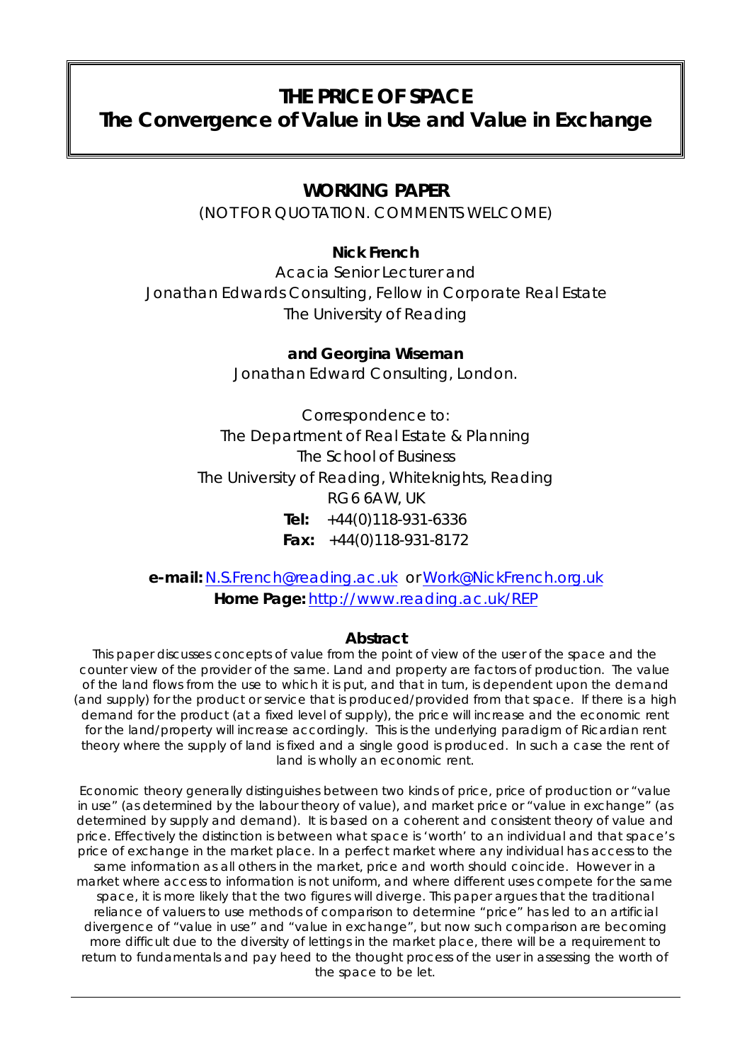# THE PRICE OF SPACE
## The Convergence of Value in Use and Value in Exchange

### WORKING PAPER

(NOT FOR QUOTATION. COMMENTS WELCOME)

**Nick French**
Acacia Senior Lecturer and
Jonathan Edwards Consulting, Fellow in Corporate Real Estate
The University of Reading

**and Georgina Wiseman**
Jonathan Edward Consulting, London.

Correspondence to:
The Department of Real Estate & Planning
The School of Business
The University of Reading, Whiteknights, Reading
RG6 6AW, UK
**Tel:** +44(0)118-931-6336
**Fax:** +44(0)118-931-8172

**e-mail:** N.S.French@reading.ac.uk or Work@NickFrench.org.uk
**Home Page:** http://www.reading.ac.uk/REP

### Abstract

This paper discusses concepts of value from the point of view of the user of the space and the counter view of the provider of the same. Land and property are factors of production. The value of the land flows from the use to which it is put, and that in turn, is dependent upon the demand (and supply) for the product or service that is produced/provided from that space. If there is a high demand for the product (at a fixed level of supply), the price will increase and the economic rent for the land/property will increase accordingly. This is the underlying paradigm of Ricardian rent theory where the supply of land is fixed and a single good is produced. In such a case the rent of land is wholly an economic rent.

Economic theory generally distinguishes between two kinds of price, price of production or "value in use" (as determined by the labour theory of value), and market price or "value in exchange" (as determined by supply and demand). It is based on a coherent and consistent theory of value and price. Effectively the distinction is between what space is 'worth' to an individual and that space's price of exchange in the market place. In a perfect market where any individual has access to the same information as all others in the market, price and worth should coincide. However in a market where access to information is not uniform, and where different uses compete for the same space, it is more likely that the two figures will diverge. This paper argues that the traditional reliance of valuers to use methods of comparison to determine "price" has led to an artificial divergence of "value in use" and "value in exchange", but now such comparison are becoming more difficult due to the diversity of lettings in the market place, there will be a requirement to return to fundamentals and pay heed to the thought process of the user in assessing the worth of the space to be let.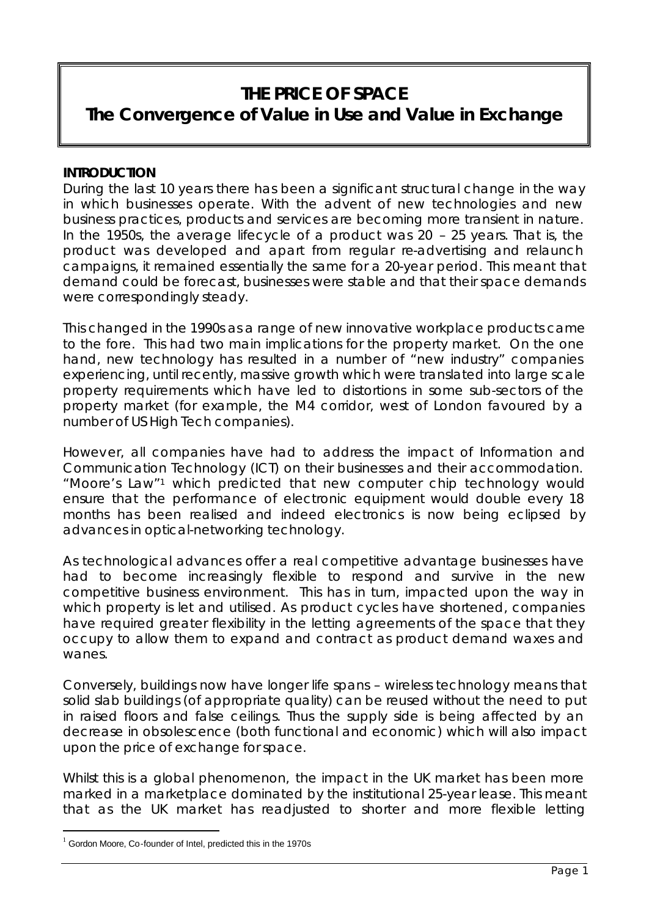# THE PRICE OF SPACE
## The Convergence of Value in Use and Value in Exchange

**INTRODUCTION**

During the last 10 years there has been a significant structural change in the way in which businesses operate. With the advent of new technologies and new business practices, products and services are becoming more transient in nature. In the 1950s, the average lifecycle of a product was 20 – 25 years. That is, the product was developed and apart from regular re-advertising and relaunch campaigns, it remained essentially the same for a 20-year period. This meant that demand could be forecast, businesses were stable and that their space demands were correspondingly steady.

This changed in the 1990s as a range of new innovative workplace products came to the fore. This had two main implications for the property market. On the one hand, new technology has resulted in a number of "new industry" companies experiencing, until recently, massive growth which were translated into large scale property requirements which have led to distortions in some sub-sectors of the property market (for example, the M4 corridor, west of London favoured by a number of US High Tech companies).

However, all companies have had to address the impact of Information and Communication Technology (ICT) on their businesses and their accommodation. "Moore's Law"[1] which predicted that new computer chip technology would ensure that the performance of electronic equipment would double every 18 months has been realised and indeed electronics is now being eclipsed by advances in optical-networking technology.

As technological advances offer a real competitive advantage businesses have had to become increasingly flexible to respond and survive in the new competitive business environment. This has in turn, impacted upon the way in which property is let and utilised. As product cycles have shortened, companies have required greater flexibility in the letting agreements of the space that they occupy to allow them to expand and contract as product demand waxes and wanes.

Conversely, buildings now have longer life spans – wireless technology means that solid slab buildings (of appropriate quality) can be reused without the need to put in raised floors and false ceilings. Thus the supply side is being affected by an decrease in obsolescence (both functional and economic) which will also impact upon the price of exchange for space.

Whilst this is a global phenomenon, the impact in the UK market has been more marked in a marketplace dominated by the institutional 25-year lease. This meant that as the UK market has readjusted to shorter and more flexible letting

[1] Gordon Moore, Co-founder of Intel, predicted this in the 1970s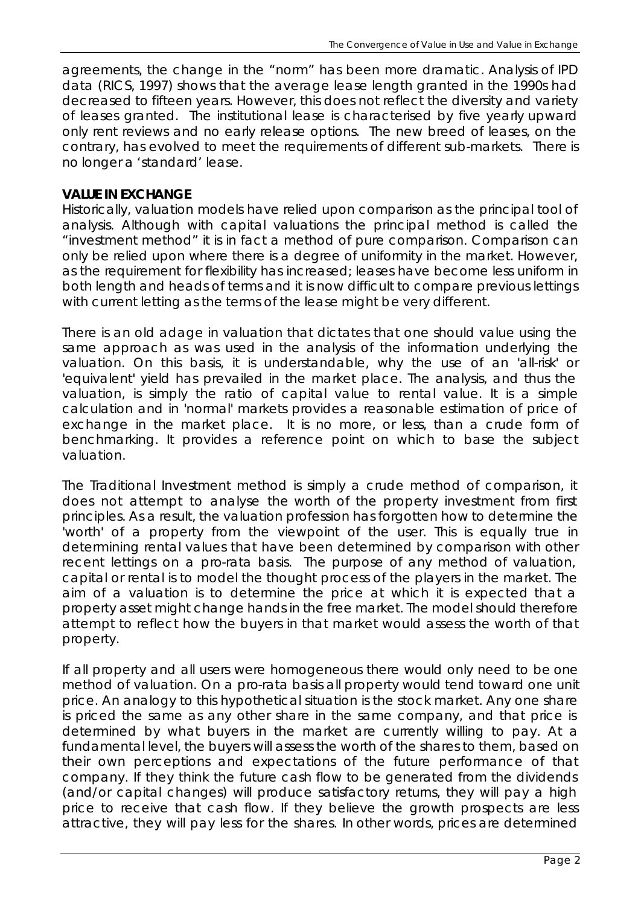agreements, the change in the "norm" has been more dramatic. Analysis of IPD data (RICS, 1997) shows that the average lease length granted in the 1990s had decreased to fifteen years. However, this does not reflect the diversity and variety of leases granted. The institutional lease is characterised by five yearly upward only rent reviews and no early release options. The new breed of leases, on the contrary, has evolved to meet the requirements of different sub-markets. There is no longer a 'standard' lease.

**VALUE IN EXCHANGE**

Historically, valuation models have relied upon comparison as the principal tool of analysis. Although with capital valuations the principal method is called the "investment method" it is in fact a method of pure comparison. Comparison can only be relied upon where there is a degree of uniformity in the market. However, as the requirement for flexibility has increased; leases have become less uniform in both length and heads of terms and it is now difficult to compare previous lettings with current letting as the terms of the lease might be very different.

There is an old adage in valuation that dictates that one should value using the same approach as was used in the analysis of the information underlying the valuation. On this basis, it is understandable, why the use of an 'all-risk' or 'equivalent' yield has prevailed in the market place. The analysis, and thus the valuation, is simply the ratio of capital value to rental value. It is a simple calculation and in 'normal' markets provides a reasonable estimation of price of exchange in the market place. It is no more, or less, than a crude form of benchmarking. It provides a reference point on which to base the subject valuation.

The Traditional Investment method is simply a crude method of comparison, it does not attempt to analyse the worth of the property investment from first principles. As a result, the valuation profession has forgotten how to determine the 'worth' of a property from the viewpoint of the user. This is equally true in determining rental values that have been determined by comparison with other recent lettings on a pro-rata basis. The purpose of any method of valuation, capital or rental is to model the thought process of the players in the market. The aim of a valuation is to determine the price at which it is expected that a property asset might change hands in the free market. The model should therefore attempt to reflect how the buyers in that market would assess the worth of that property.

If all property and all users were homogeneous there would only need to be one method of valuation. On a pro-rata basis all property would tend toward one unit price. An analogy to this hypothetical situation is the stock market. Any one share is priced the same as any other share in the same company, and that price is determined by what buyers in the market are currently willing to pay. At a fundamental level, the buyers will assess the worth of the shares to them, based on their own perceptions and expectations of the future performance of that company. If they think the future cash flow to be generated from the dividends (and/or capital changes) will produce satisfactory returns, they will pay a high price to receive that cash flow. If they believe the growth prospects are less attractive, they will pay less for the shares. In other words, prices are determined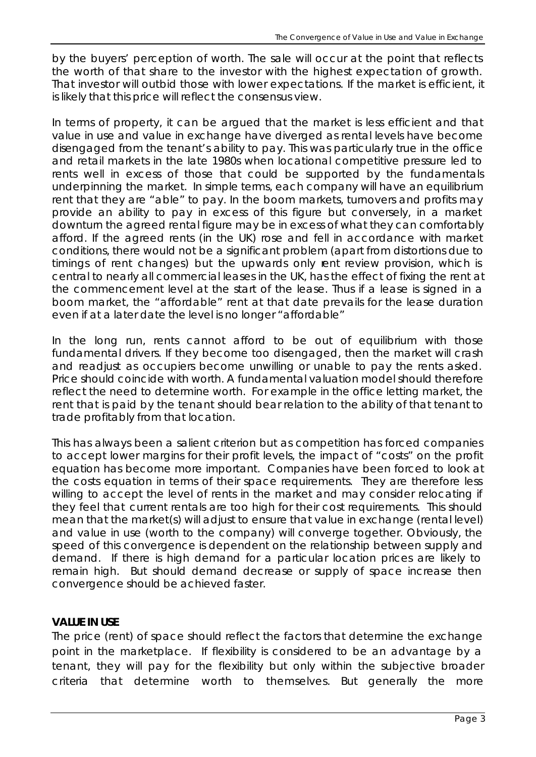by the buyers' perception of worth. The sale will occur at the point that reflects the worth of that share to the investor with the highest expectation of growth. That investor will outbid those with lower expectations. If the market is efficient, it is likely that this price will reflect the consensus view.

In terms of property, it can be argued that the market is less efficient and that value in use and value in exchange have diverged as rental levels have become disengaged from the tenant's ability to pay. This was particularly true in the office and retail markets in the late 1980s when locational competitive pressure led to rents well in excess of those that could be supported by the fundamentals underpinning the market. In simple terms, each company will have an equilibrium rent that they are "able" to pay. In the boom markets, turnovers and profits may provide an ability to pay in excess of this figure but conversely, in a market downturn the agreed rental figure may be in excess of what they can comfortably afford. If the agreed rents (in the UK) rose and fell in accordance with market conditions, there would not be a significant problem (apart from distortions due to timings of rent changes) but the upwards only rent review provision, which is central to nearly all commercial leases in the UK, has the effect of fixing the rent at the commencement level at the start of the lease. Thus if a lease is signed in a boom market, the "affordable" rent at that date prevails for the lease duration even if at a later date the level is no longer "affordable"

In the long run, rents cannot afford to be out of equilibrium with those fundamental drivers. If they become too disengaged, then the market will crash and readjust as occupiers become unwilling or unable to pay the rents asked. Price should coincide with worth. A fundamental valuation model should therefore reflect the need to determine worth. For example in the office letting market, the rent that is paid by the tenant should bear relation to the ability of that tenant to trade profitably from that location.

This has always been a salient criterion but as competition has forced companies to accept lower margins for their profit levels, the impact of "costs" on the profit equation has become more important. Companies have been forced to look at the costs equation in terms of their space requirements. They are therefore less willing to accept the level of rents in the market and may consider relocating if they feel that current rentals are too high for their cost requirements. This should mean that the market(s) will adjust to ensure that value in exchange (rental level) and value in use (worth to the company) will converge together. Obviously, the speed of this convergence is dependent on the relationship between supply and demand. If there is high demand for a particular location prices are likely to remain high. But should demand decrease or supply of space increase then convergence should be achieved faster.

**VALUE IN USE**

The price (rent) of space should reflect the factors that determine the exchange point in the marketplace. If flexibility is considered to be an advantage by a tenant, they will pay for the flexibility but only within the subjective broader criteria that determine worth to themselves. But generally the more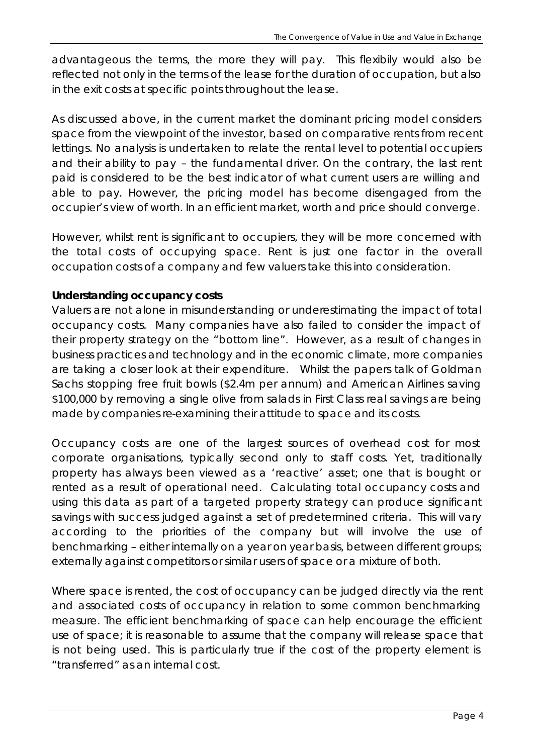advantageous the terms, the more they will pay. This flexibily would also be reflected not only in the terms of the lease for the duration of occupation, but also in the exit costs at specific points throughout the lease.

As discussed above, in the current market the dominant pricing model considers space from the viewpoint of the investor, based on comparative rents from recent lettings. No analysis is undertaken to relate the rental level to potential occupiers and their ability to pay – the fundamental driver. On the contrary, the last rent paid is considered to be the best indicator of what current users are willing and able to pay. However, the pricing model has become disengaged from the occupier's view of worth. In an efficient market, worth and price should converge.

However, whilst rent is significant to occupiers, they will be more concerned with the total costs of occupying space. Rent is just one factor in the overall occupation costs of a company and few valuers take this into consideration.

**Understanding occupancy costs**

Valuers are not alone in misunderstanding or underestimating the impact of total occupancy costs. Many companies have also failed to consider the impact of their property strategy on the "bottom line". However, as a result of changes in business practices and technology and in the economic climate, more companies are taking a closer look at their expenditure. Whilst the papers talk of Goldman Sachs stopping free fruit bowls ($2.4m per annum) and American Airlines saving $100,000 by removing a single olive from salads in First Class real savings are being made by companies re-examining their attitude to space and its costs.

Occupancy costs are one of the largest sources of overhead cost for most corporate organisations, typically second only to staff costs. Yet, traditionally property has always been viewed as a 'reactive' asset; one that is bought or rented as a result of operational need. Calculating total occupancy costs and using this data as part of a targeted property strategy can produce significant savings with success judged against a set of predetermined criteria. This will vary according to the priorities of the company but will involve the use of benchmarking – either internally on a year on year basis, between different groups; externally against competitors or similar users of space or a mixture of both.

Where space is rented, the cost of occupancy can be judged directly via the rent and associated costs of occupancy in relation to some common benchmarking measure. The efficient benchmarking of space can help encourage the efficient use of space; it is reasonable to assume that the company will release space that is not being used. This is particularly true if the cost of the property element is "transferred" as an internal cost.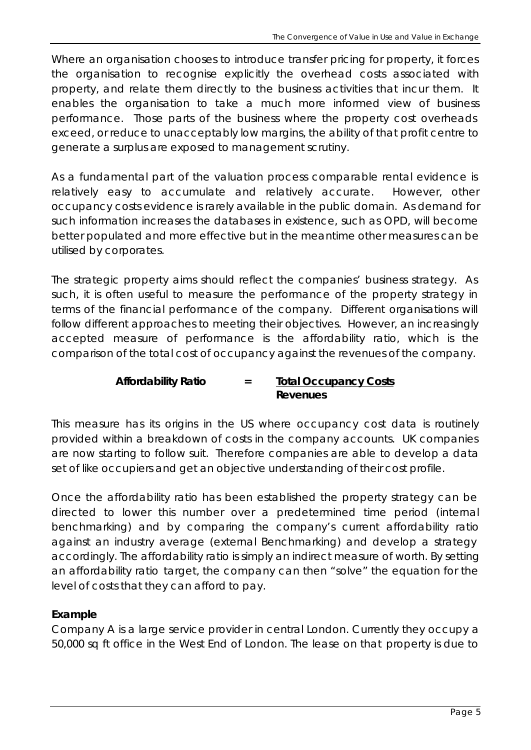Where an organisation chooses to introduce transfer pricing for property, it forces the organisation to recognise explicitly the overhead costs associated with property, and relate them directly to the business activities that incur them. It enables the organisation to take a much more informed view of business performance. Those parts of the business where the property cost overheads exceed, or reduce to unacceptably low margins, the ability of that profit centre to generate a surplus are exposed to management scrutiny.

As a fundamental part of the valuation process comparable rental evidence is relatively easy to accumulate and relatively accurate. However, other occupancy costs evidence is rarely available in the public domain. As demand for such information increases the databases in existence, such as OPD, will become better populated and more effective but in the meantime other measures can be utilised by corporates.

The strategic property aims should reflect the companies' business strategy. As such, it is often useful to measure the performance of the property strategy in terms of the financial performance of the company. Different organisations will follow different approaches to meeting their objectives. However, an increasingly accepted measure of performance is the affordability ratio, which is the comparison of the total cost of occupancy against the revenues of the company.

$$\textbf{Affordability Ratio} = \frac{\textbf{Total Occupancy Costs}}{\textbf{Revenues}}$$

This measure has its origins in the US where occupancy cost data is routinely provided within a breakdown of costs in the company accounts. UK companies are now starting to follow suit. Therefore companies are able to develop a data set of like occupiers and get an objective understanding of their cost profile.

Once the affordability ratio has been established the property strategy can be directed to lower this number over a predetermined time period (internal benchmarking) and by comparing the company's current affordability ratio against an industry average (external Benchmarking) and develop a strategy accordingly. The affordability ratio is simply an indirect measure of worth. By setting an affordability ratio target, the company can then "solve" the equation for the level of costs that they can afford to pay.

**Example**

Company A is a large service provider in central London. Currently they occupy a 50,000 sq ft office in the West End of London. The lease on that property is due to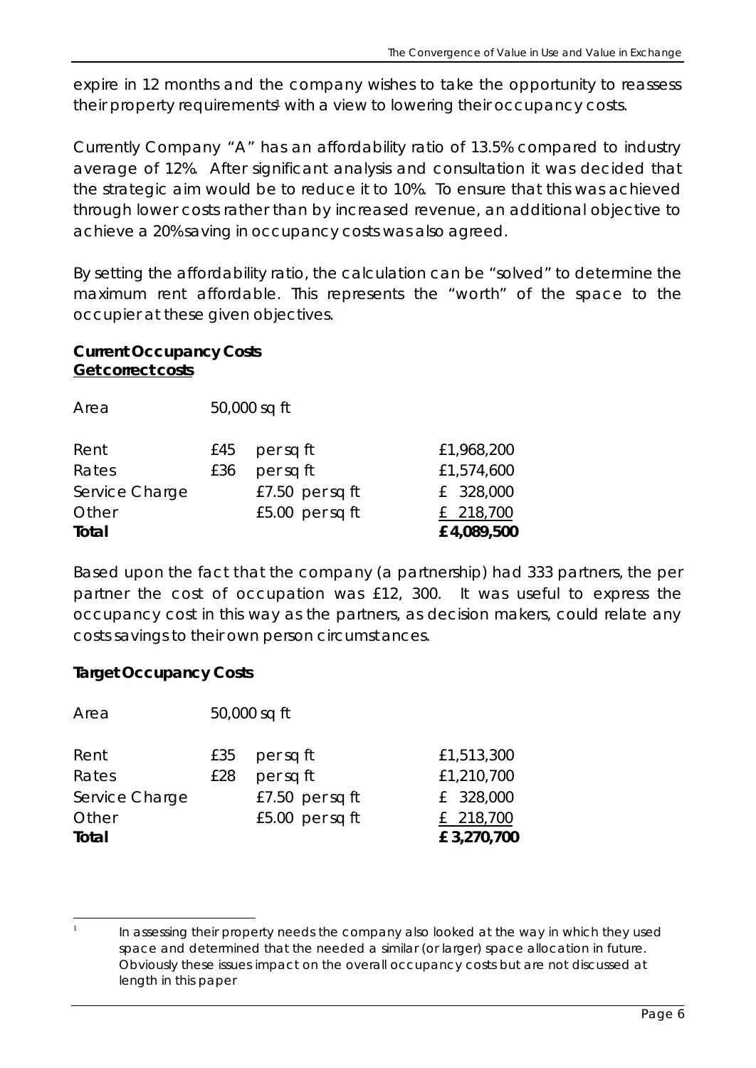expire in 12 months and the company wishes to take the opportunity to reassess their property requirements[1] with a view to lowering their occupancy costs.

Currently Company "A" has an affordability ratio of 13.5% compared to industry average of 12%. After significant analysis and consultation it was decided that the strategic aim would be to reduce it to 10%. To ensure that this was achieved through lower costs rather than by increased revenue, an additional objective to achieve a 20% saving in occupancy costs was also agreed.

By setting the affordability ratio, the calculation can be "solved" to determine the maximum rent affordable. This represents the "worth" of the space to the occupier at these given objectives.

**Current Occupancy Costs**
**Get correct costs**

Area 50,000 sq ft

| | | | |
|---|---|---|---|
| Rent | £45 | per sq ft | £1,968,200 |
| Rates | £36 | per sq ft | £1,574,600 |
| Service Charge | | £7.50 per sq ft | £ 328,000 |
| Other | | £5.00 per sq ft | £ 218,700 |
| **Total** | | | **£ 4,089,500** |

Based upon the fact that the company (a partnership) had 333 partners, the per partner the cost of occupation was £12, 300. It was useful to express the occupancy cost in this way as the partners, as decision makers, could relate any costs savings to their own person circumstances.

**Target Occupancy Costs**

Area 50,000 sq ft

| | | | |
|---|---|---|---|
| Rent | £35 | per sq ft | £1,513,300 |
| Rates | £28 | per sq ft | £1,210,700 |
| Service Charge | | £7.50 per sq ft | £ 328,000 |
| Other | | £5.00 per sq ft | £ 218,700 |
| **Total** | | | **£ 3,270,700** |

[1] In assessing their property needs the company also looked at the way in which they used space and determined that the needed a similar (or larger) space allocation in future. Obviously these issues impact on the overall occupancy costs but are not discussed at length in this paper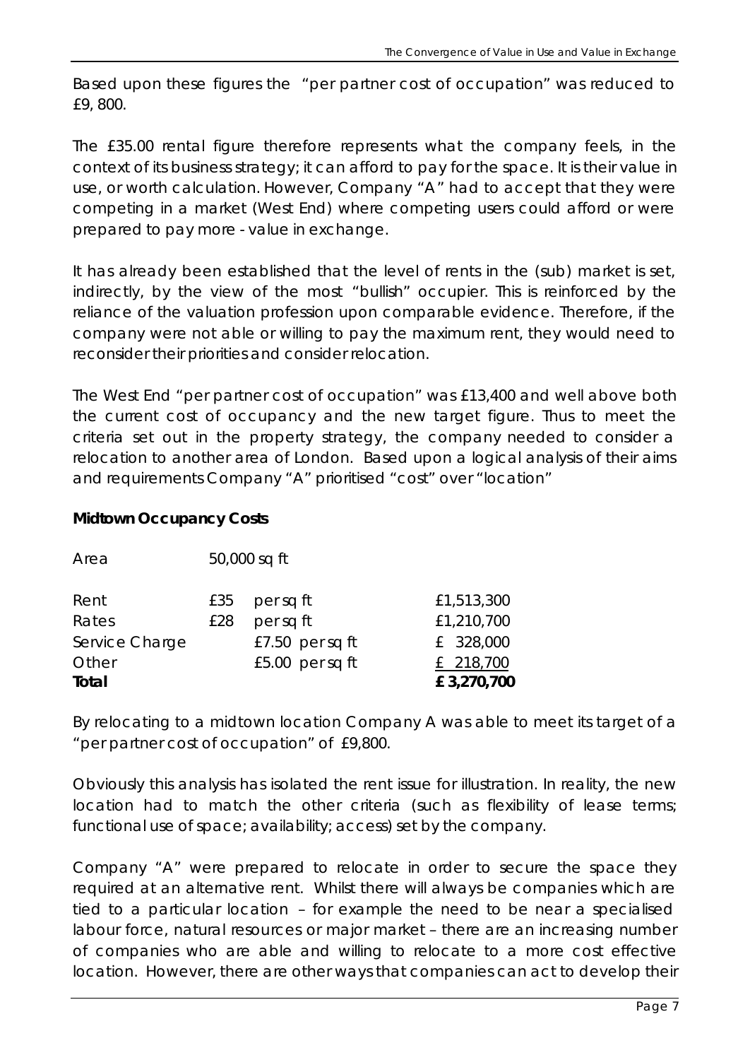Based upon these figures the "per partner cost of occupation" was reduced to £9, 800.

The £35.00 rental figure therefore represents what the company feels, in the context of its business strategy; it can afford to pay for the space. It is their value in use, or worth calculation. However, Company "A" had to accept that they were competing in a market (West End) where competing users could afford or were prepared to pay more - value in exchange.

It has already been established that the level of rents in the (sub) market is set, indirectly, by the view of the most "bullish" occupier. This is reinforced by the reliance of the valuation profession upon comparable evidence. Therefore, if the company were not able or willing to pay the maximum rent, they would need to reconsider their priorities and consider relocation.

The West End "per partner cost of occupation" was £13,400 and well above both the current cost of occupancy and the new target figure. Thus to meet the criteria set out in the property strategy, the company needed to consider a relocation to another area of London. Based upon a logical analysis of their aims and requirements Company "A" prioritised "cost" over "location"

**Midtown Occupancy Costs**

| Area | 50,000 sq ft | | |
|---|---|---|---|
| Rent | £35 | per sq ft | £1,513,300 |
| Rates | £28 | per sq ft | £1,210,700 |
| Service Charge | | £7.50 per sq ft | £ 328,000 |
| Other | | £5.00 per sq ft | £ 218,700 |
| **Total** | | | **£ 3,270,700** |

By relocating to a midtown location Company A was able to meet its target of a "per partner cost of occupation" of £9,800.

Obviously this analysis has isolated the rent issue for illustration. In reality, the new location had to match the other criteria (such as flexibility of lease terms; functional use of space; availability; access) set by the company.

Company "A" were prepared to relocate in order to secure the space they required at an alternative rent. Whilst there will always be companies which are tied to a particular location – for example the need to be near a specialised labour force, natural resources or major market – there are an increasing number of companies who are able and willing to relocate to a more cost effective location. However, there are other ways that companies can act to develop their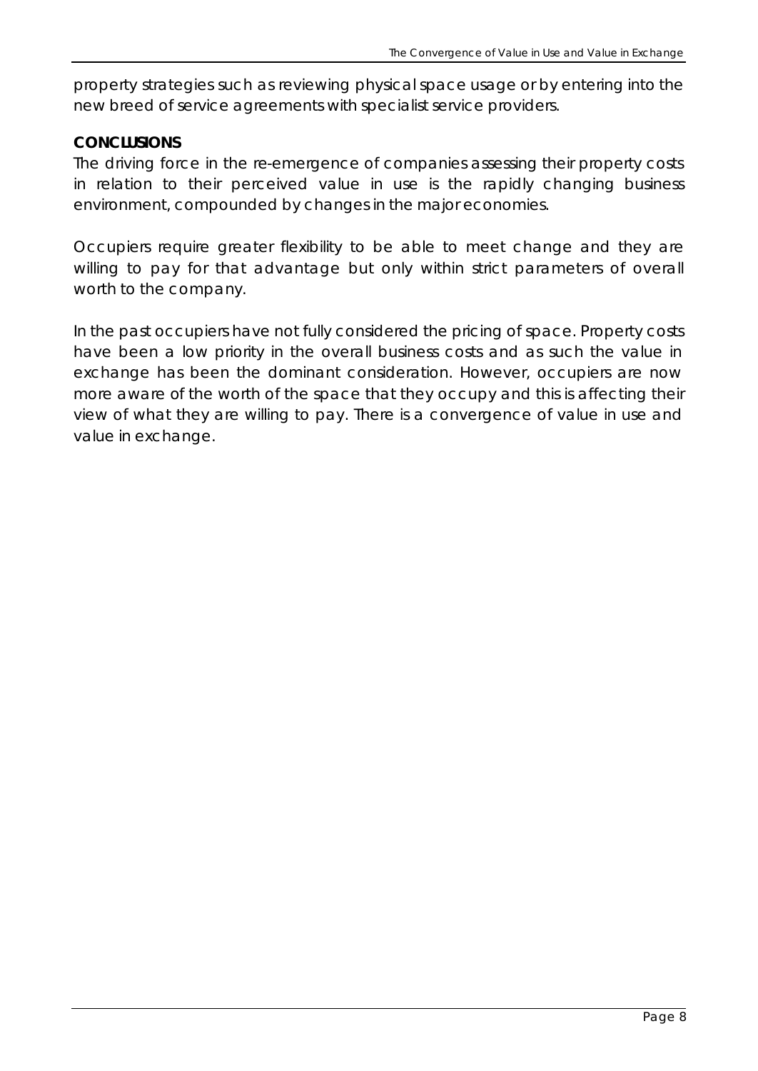property strategies such as reviewing physical space usage or by entering into the new breed of service agreements with specialist service providers.

## CONCLUSIONS

The driving force in the re-emergence of companies assessing their property costs in relation to their perceived value in use is the rapidly changing business environment, compounded by changes in the major economies.

Occupiers require greater flexibility to be able to meet change and they are willing to pay for that advantage but only within strict parameters of overall worth to the company.

In the past occupiers have not fully considered the pricing of space. Property costs have been a low priority in the overall business costs and as such the value in exchange has been the dominant consideration. However, occupiers are now more aware of the worth of the space that they occupy and this is affecting their view of what they are willing to pay. There is a convergence of value in use and value in exchange.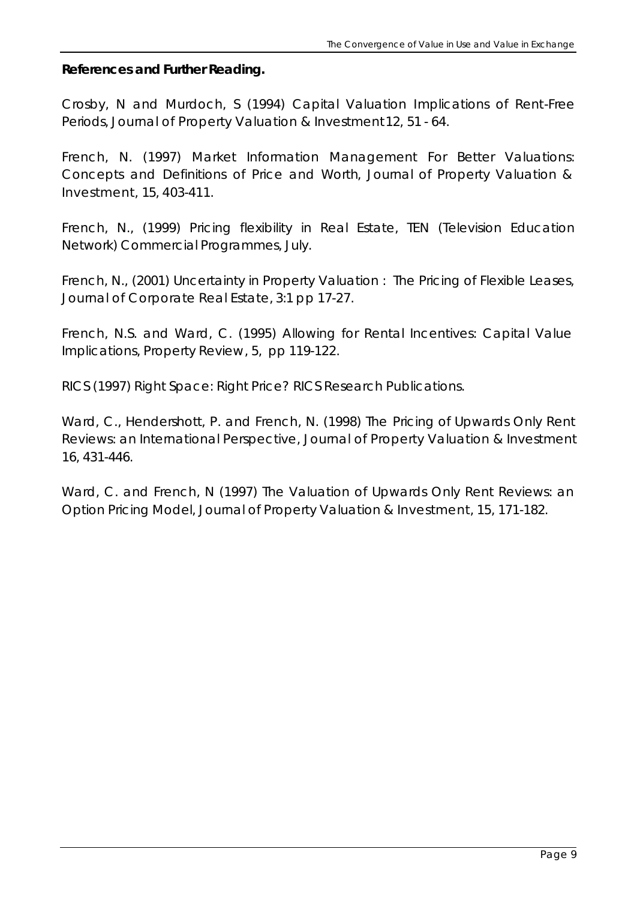**References and Further Reading.**

Crosby, N and Murdoch, S (1994) Capital Valuation Implications of Rent-Free Periods, Journal of Property Valuation & Investment 12, 51 - 64.

French, N. (1997) Market Information Management For Better Valuations: Concepts and Definitions of Price and Worth, Journal of Property Valuation & Investment, 15, 403-411.

French, N., (1999) Pricing flexibility in Real Estate, TEN (Television Education Network) Commercial Programmes, July.

French, N., (2001) Uncertainty in Property Valuation : The Pricing of Flexible Leases, Journal of Corporate Real Estate, 3:1 pp 17-27.

French, N.S. and Ward, C. (1995) Allowing for Rental Incentives: Capital Value Implications, Property Review, 5, pp 119-122.

RICS (1997) Right Space: Right Price? RICS Research Publications.

Ward, C., Hendershott, P. and French, N. (1998) The Pricing of Upwards Only Rent Reviews: an International Perspective, Journal of Property Valuation & Investment 16, 431-446.

Ward, C. and French, N (1997) The Valuation of Upwards Only Rent Reviews: an Option Pricing Model, Journal of Property Valuation & Investment, 15, 171-182.